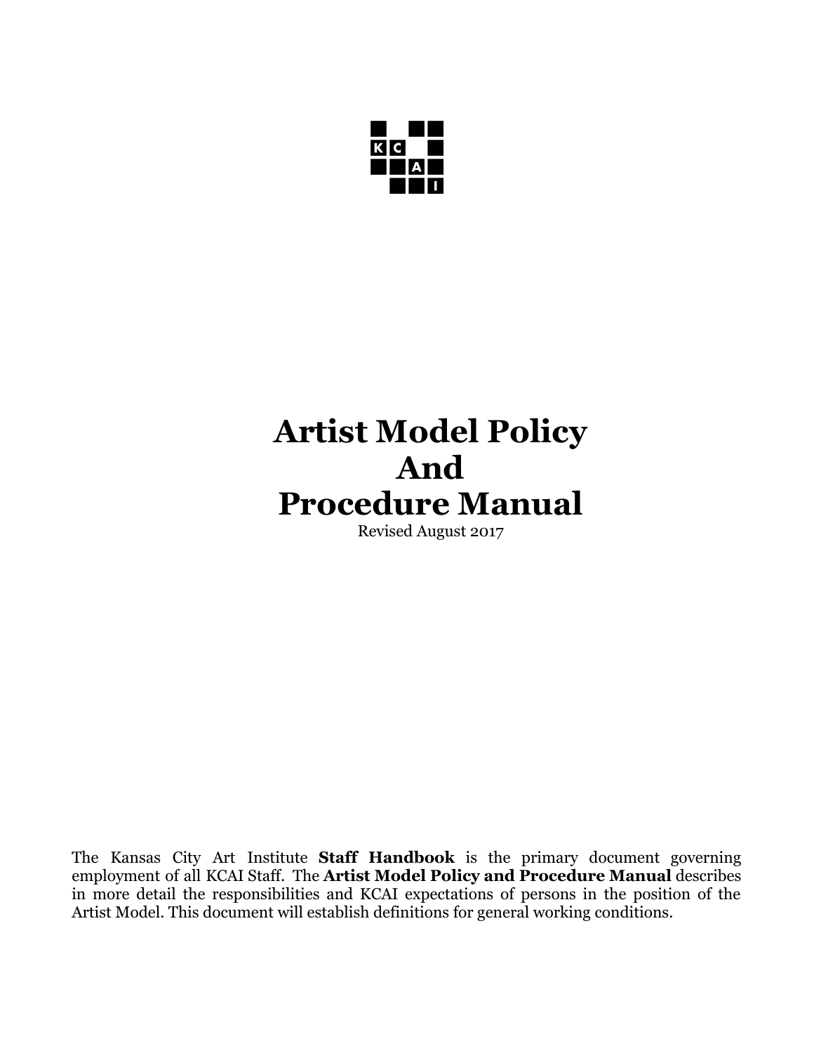KCAI

# Artist Model Policy And Procedure Manual

Revised August 2017

The Kansas City Art Institute **Staff Handbook** is the primary document governing employment of all KCAI Staff. The **Artist Model Policy and Procedure Manual** describes in more detail the responsibilities and KCAI expectations of persons in the position of the Artist Model. This document will establish definitions for general working conditions.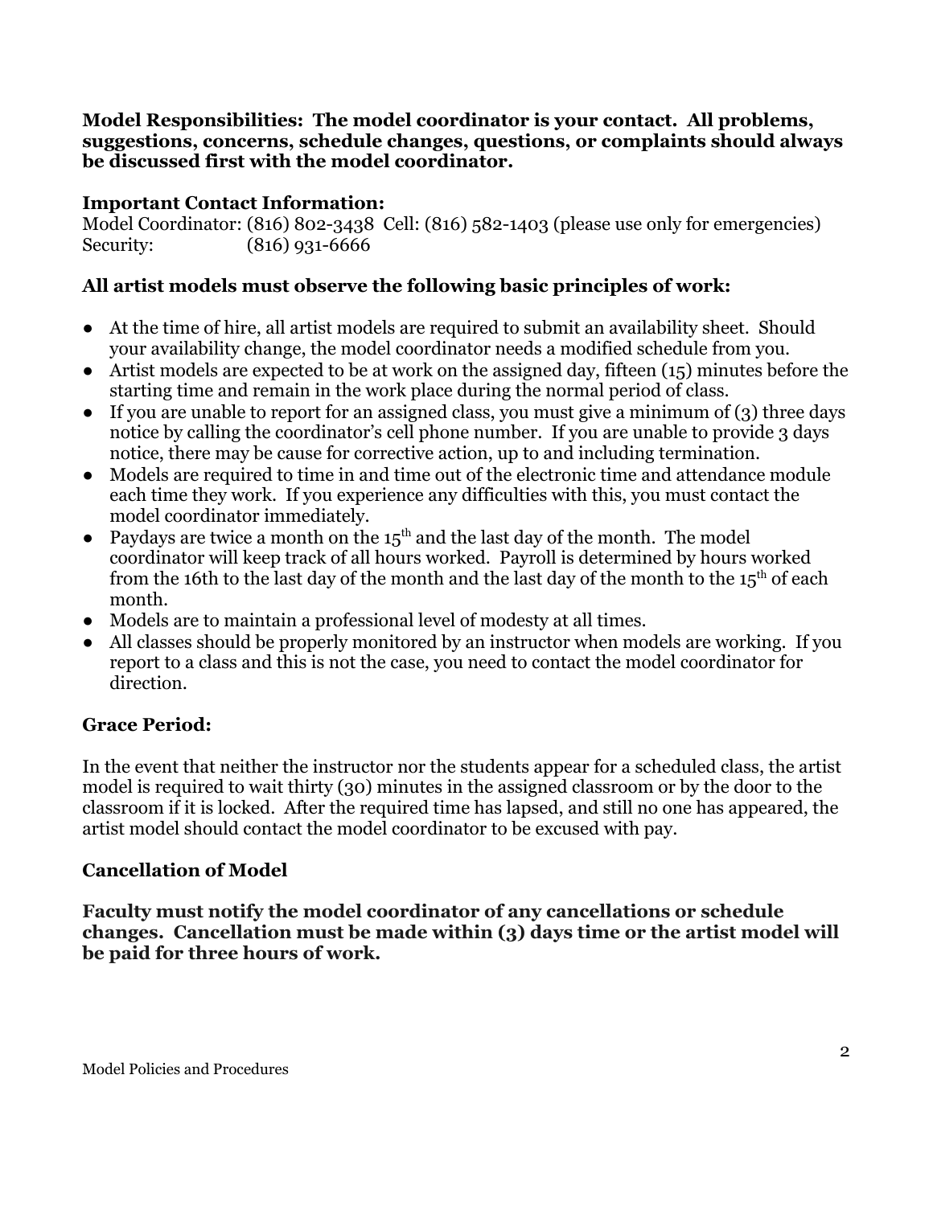**Model Responsibilities: The model coordinator is your contact. All problems, suggestions, concerns, schedule changes, questions, or complaints should always be discussed first with the model coordinator.**

**Important Contact Information:**
Model Coordinator: (816) 802-3438 Cell: (816) 582-1403 (please use only for emergencies)
Security: (816) 931-6666

**All artist models must observe the following basic principles of work:**

- At the time of hire, all artist models are required to submit an availability sheet. Should your availability change, the model coordinator needs a modified schedule from you.
- Artist models are expected to be at work on the assigned day, fifteen (15) minutes before the starting time and remain in the work place during the normal period of class.
- If you are unable to report for an assigned class, you must give a minimum of (3) three days notice by calling the coordinator's cell phone number. If you are unable to provide 3 days notice, there may be cause for corrective action, up to and including termination.
- Models are required to time in and time out of the electronic time and attendance module each time they work. If you experience any difficulties with this, you must contact the model coordinator immediately.
- Paydays are twice a month on the 15th and the last day of the month. The model coordinator will keep track of all hours worked. Payroll is determined by hours worked from the 16th to the last day of the month and the last day of the month to the 15th of each month.
- Models are to maintain a professional level of modesty at all times.
- All classes should be properly monitored by an instructor when models are working. If you report to a class and this is not the case, you need to contact the model coordinator for direction.

**Grace Period:**

In the event that neither the instructor nor the students appear for a scheduled class, the artist model is required to wait thirty (30) minutes in the assigned classroom or by the door to the classroom if it is locked. After the required time has lapsed, and still no one has appeared, the artist model should contact the model coordinator to be excused with pay.

**Cancellation of Model**

**Faculty must notify the model coordinator of any cancellations or schedule changes. Cancellation must be made within (3) days time or the artist model will be paid for three hours of work.**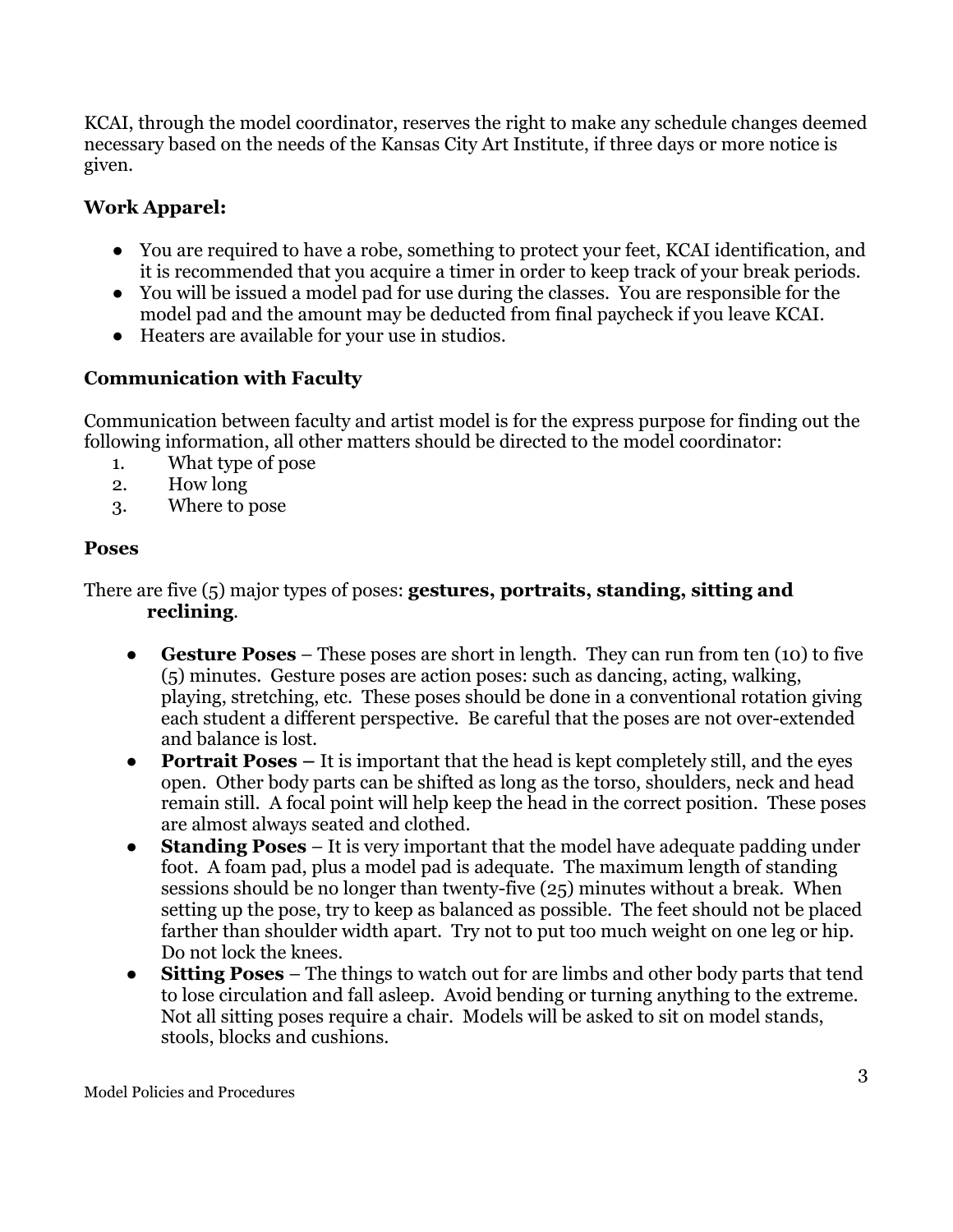KCAI, through the model coordinator, reserves the right to make any schedule changes deemed necessary based on the needs of the Kansas City Art Institute, if three days or more notice is given.

**Work Apparel:**

- You are required to have a robe, something to protect your feet, KCAI identification, and it is recommended that you acquire a timer in order to keep track of your break periods.
- You will be issued a model pad for use during the classes. You are responsible for the model pad and the amount may be deducted from final paycheck if you leave KCAI.
- Heaters are available for your use in studios.

**Communication with Faculty**

Communication between faculty and artist model is for the express purpose for finding out the following information, all other matters should be directed to the model coordinator:

1. What type of pose
2. How long
3. Where to pose

**Poses**

There are five (5) major types of poses: **gestures, portraits, standing, sitting and reclining**.

- **Gesture Poses** – These poses are short in length. They can run from ten (10) to five (5) minutes. Gesture poses are action poses: such as dancing, acting, walking, playing, stretching, etc. These poses should be done in a conventional rotation giving each student a different perspective. Be careful that the poses are not over-extended and balance is lost.
- **Portrait Poses –** It is important that the head is kept completely still, and the eyes open. Other body parts can be shifted as long as the torso, shoulders, neck and head remain still. A focal point will help keep the head in the correct position. These poses are almost always seated and clothed.
- **Standing Poses** – It is very important that the model have adequate padding under foot. A foam pad, plus a model pad is adequate. The maximum length of standing sessions should be no longer than twenty-five (25) minutes without a break. When setting up the pose, try to keep as balanced as possible. The feet should not be placed farther than shoulder width apart. Try not to put too much weight on one leg or hip. Do not lock the knees.
- **Sitting Poses** – The things to watch out for are limbs and other body parts that tend to lose circulation and fall asleep. Avoid bending or turning anything to the extreme. Not all sitting poses require a chair. Models will be asked to sit on model stands, stools, blocks and cushions.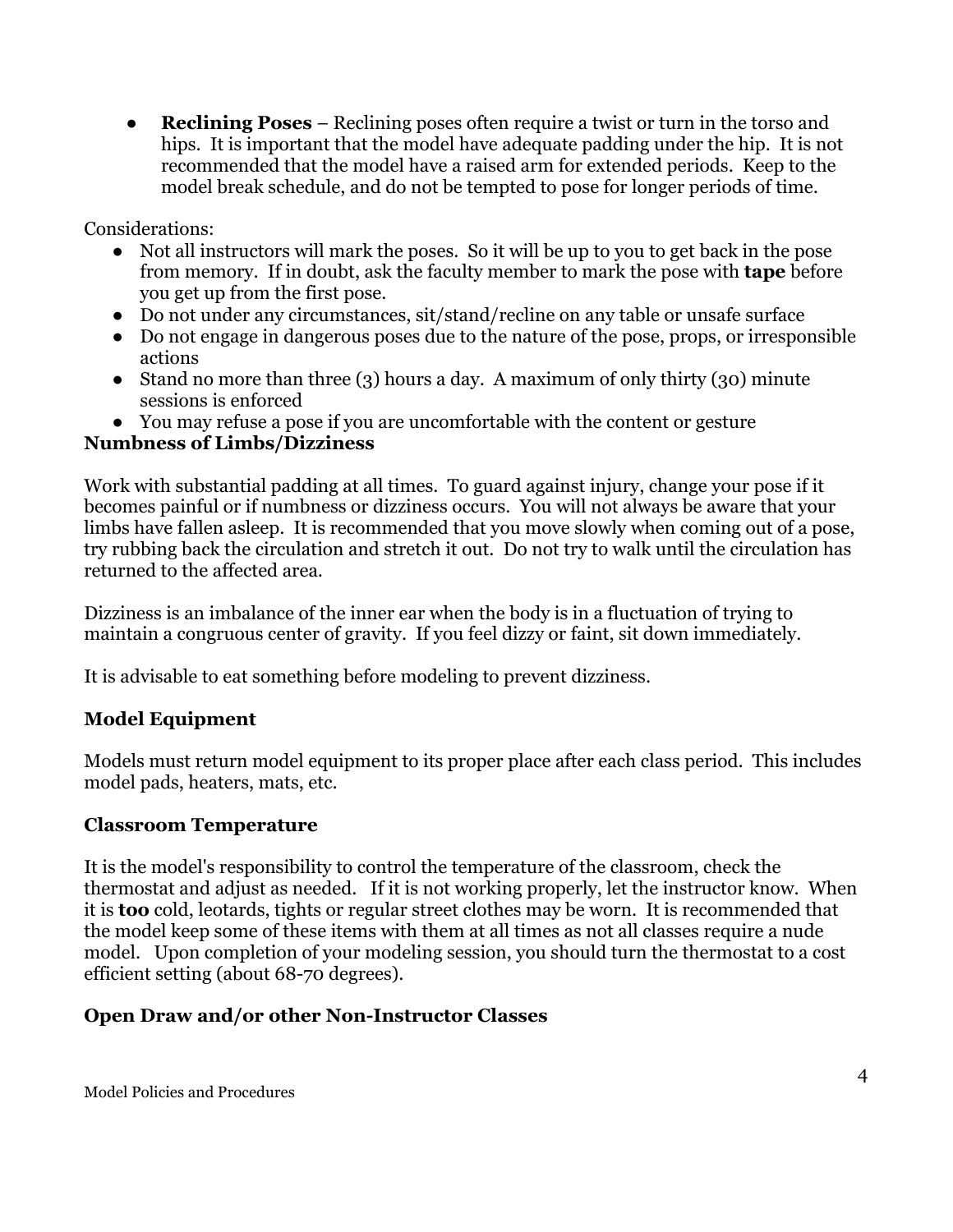- **Reclining Poses** – Reclining poses often require a twist or turn in the torso and hips. It is important that the model have adequate padding under the hip. It is not recommended that the model have a raised arm for extended periods. Keep to the model break schedule, and do not be tempted to pose for longer periods of time.

Considerations:

- Not all instructors will mark the poses. So it will be up to you to get back in the pose from memory. If in doubt, ask the faculty member to mark the pose with **tape** before you get up from the first pose.
- Do not under any circumstances, sit/stand/recline on any table or unsafe surface
- Do not engage in dangerous poses due to the nature of the pose, props, or irresponsible actions
- Stand no more than three (3) hours a day. A maximum of only thirty (30) minute sessions is enforced
- You may refuse a pose if you are uncomfortable with the content or gesture

**Numbness of Limbs/Dizziness**

Work with substantial padding at all times. To guard against injury, change your pose if it becomes painful or if numbness or dizziness occurs. You will not always be aware that your limbs have fallen asleep. It is recommended that you move slowly when coming out of a pose, try rubbing back the circulation and stretch it out. Do not try to walk until the circulation has returned to the affected area.

Dizziness is an imbalance of the inner ear when the body is in a fluctuation of trying to maintain a congruous center of gravity. If you feel dizzy or faint, sit down immediately.

It is advisable to eat something before modeling to prevent dizziness.

**Model Equipment**

Models must return model equipment to its proper place after each class period. This includes model pads, heaters, mats, etc.

**Classroom Temperature**

It is the model's responsibility to control the temperature of the classroom, check the thermostat and adjust as needed. If it is not working properly, let the instructor know. When it is **too** cold, leotards, tights or regular street clothes may be worn. It is recommended that the model keep some of these items with them at all times as not all classes require a nude model. Upon completion of your modeling session, you should turn the thermostat to a cost efficient setting (about 68-70 degrees).

**Open Draw and/or other Non-Instructor Classes**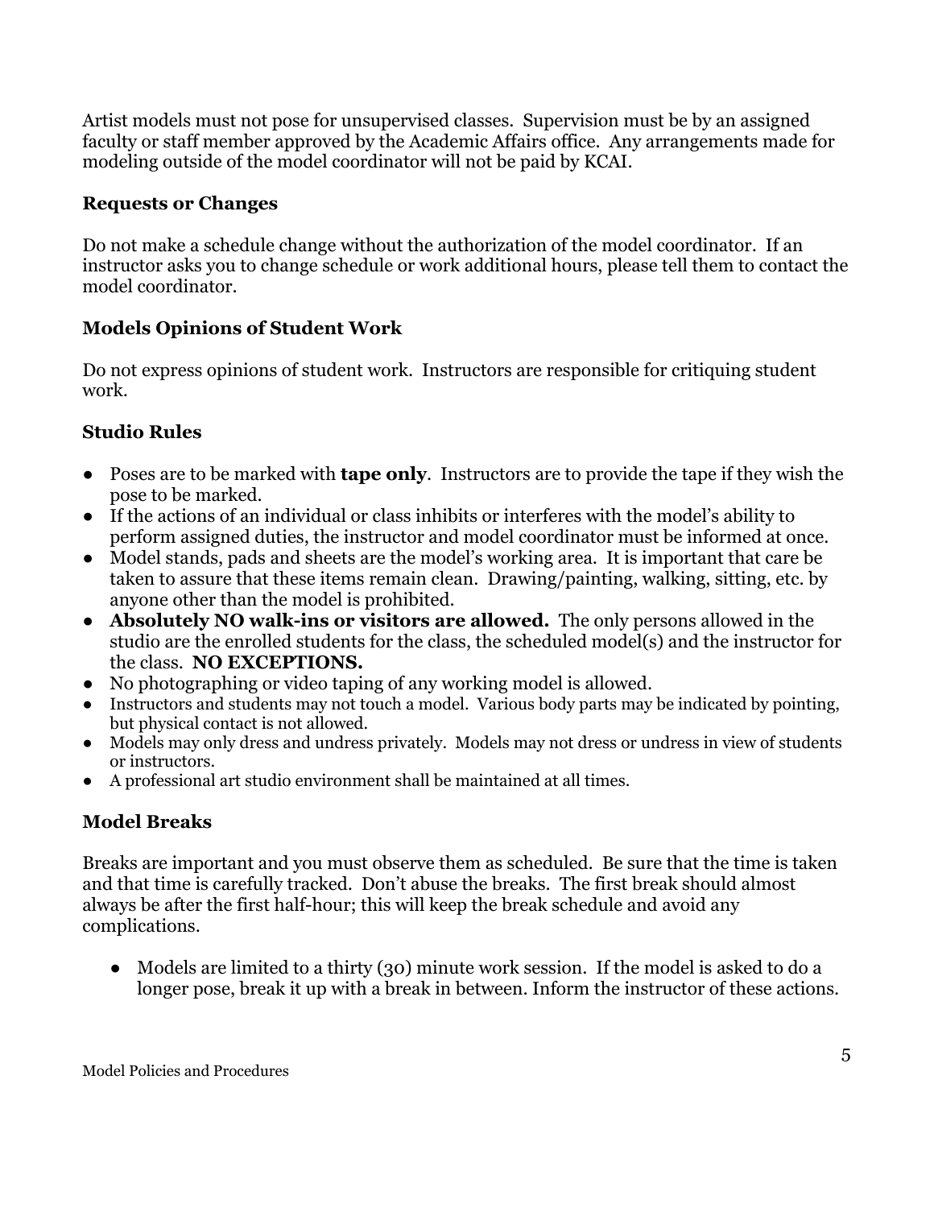Artist models must not pose for unsupervised classes. Supervision must be by an assigned faculty or staff member approved by the Academic Affairs office. Any arrangements made for modeling outside of the model coordinator will not be paid by KCAI.

### Requests or Changes

Do not make a schedule change without the authorization of the model coordinator. If an instructor asks you to change schedule or work additional hours, please tell them to contact the model coordinator.

### Models Opinions of Student Work

Do not express opinions of student work. Instructors are responsible for critiquing student work.

### Studio Rules

- Poses are to be marked with **tape only**. Instructors are to provide the tape if they wish the pose to be marked.
- If the actions of an individual or class inhibits or interferes with the model's ability to perform assigned duties, the instructor and model coordinator must be informed at once.
- Model stands, pads and sheets are the model's working area. It is important that care be taken to assure that these items remain clean. Drawing/painting, walking, sitting, etc. by anyone other than the model is prohibited.
- **Absolutely NO walk-ins or visitors are allowed.** The only persons allowed in the studio are the enrolled students for the class, the scheduled model(s) and the instructor for the class. **NO EXCEPTIONS.**
- No photographing or video taping of any working model is allowed.
- Instructors and students may not touch a model. Various body parts may be indicated by pointing, but physical contact is not allowed.
- Models may only dress and undress privately. Models may not dress or undress in view of students or instructors.
- A professional art studio environment shall be maintained at all times.

### Model Breaks

Breaks are important and you must observe them as scheduled. Be sure that the time is taken and that time is carefully tracked. Don't abuse the breaks. The first break should almost always be after the first half-hour; this will keep the break schedule and avoid any complications.

- Models are limited to a thirty (30) minute work session. If the model is asked to do a longer pose, break it up with a break in between. Inform the instructor of these actions.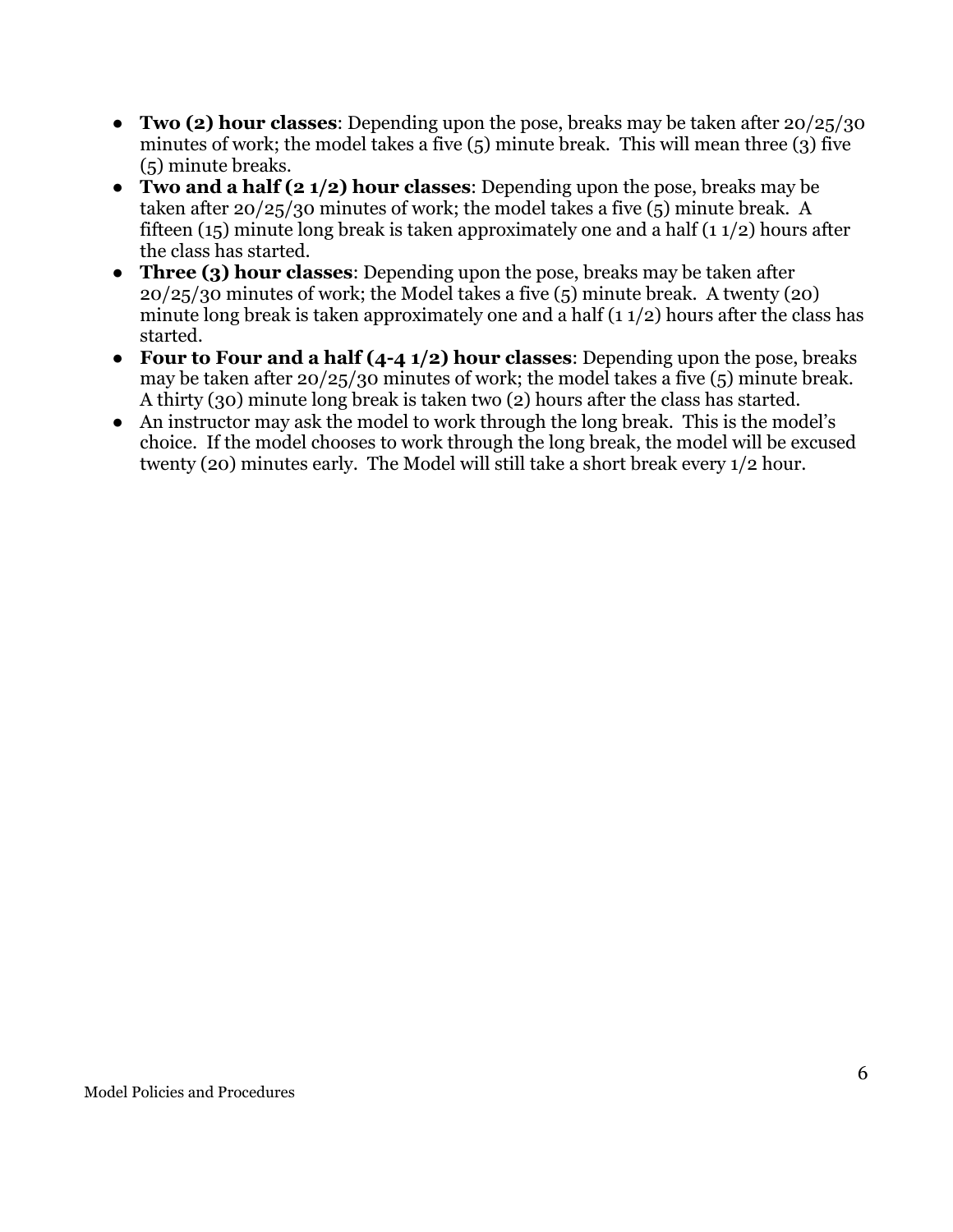- **Two (2) hour classes**: Depending upon the pose, breaks may be taken after 20/25/30 minutes of work; the model takes a five (5) minute break. This will mean three (3) five (5) minute breaks.
- **Two and a half (2 1/2) hour classes**: Depending upon the pose, breaks may be taken after 20/25/30 minutes of work; the model takes a five (5) minute break. A fifteen (15) minute long break is taken approximately one and a half (1 1/2) hours after the class has started.
- **Three (3) hour classes**: Depending upon the pose, breaks may be taken after 20/25/30 minutes of work; the Model takes a five (5) minute break. A twenty (20) minute long break is taken approximately one and a half (1 1/2) hours after the class has started.
- **Four to Four and a half (4-4 1/2) hour classes**: Depending upon the pose, breaks may be taken after 20/25/30 minutes of work; the model takes a five (5) minute break. A thirty (30) minute long break is taken two (2) hours after the class has started.
- An instructor may ask the model to work through the long break. This is the model's choice. If the model chooses to work through the long break, the model will be excused twenty (20) minutes early. The Model will still take a short break every 1/2 hour.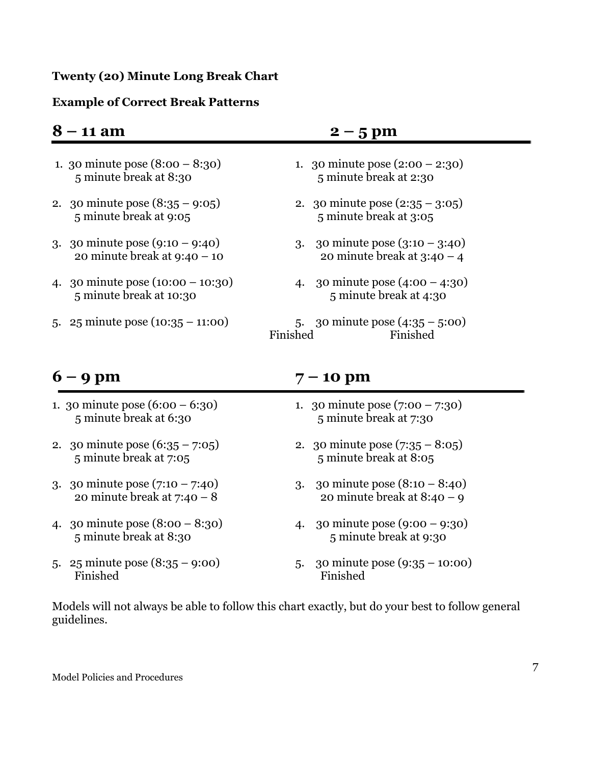**Twenty (20) Minute Long Break Chart**

**Example of Correct Break Patterns**

## 8 – 11 am

1. 30 minute pose (8:00 – 8:30)
   5 minute break at 8:30
2. 30 minute pose (8:35 – 9:05)
   5 minute break at 9:05
3. 30 minute pose (9:10 – 9:40)
   20 minute break at 9:40 – 10
4. 30 minute pose (10:00 – 10:30)
   5 minute break at 10:30
5. 25 minute pose (10:35 – 11:00)
   Finished

## 2 – 5 pm

1. 30 minute pose (2:00 – 2:30)
   5 minute break at 2:30
2. 30 minute pose (2:35 – 3:05)
   5 minute break at 3:05
3. 30 minute pose (3:10 – 3:40)
   20 minute break at 3:40 – 4
4. 30 minute pose (4:00 – 4:30)
   5 minute break at 4:30
5. 30 minute pose (4:35 – 5:00)
   Finished

## 6 – 9 pm

1. 30 minute pose (6:00 – 6:30)
   5 minute break at 6:30
2. 30 minute pose (6:35 – 7:05)
   5 minute break at 7:05
3. 30 minute pose (7:10 – 7:40)
   20 minute break at 7:40 – 8
4. 30 minute pose (8:00 – 8:30)
   5 minute break at 8:30
5. 25 minute pose (8:35 – 9:00)
   Finished

## 7 – 10 pm

1. 30 minute pose (7:00 – 7:30)
   5 minute break at 7:30
2. 30 minute pose (7:35 – 8:05)
   5 minute break at 8:05
3. 30 minute pose (8:10 – 8:40)
   20 minute break at 8:40 – 9
4. 30 minute pose (9:00 – 9:30)
   5 minute break at 9:30
5. 30 minute pose (9:35 – 10:00)
   Finished

Models will not always be able to follow this chart exactly, but do your best to follow general guidelines.